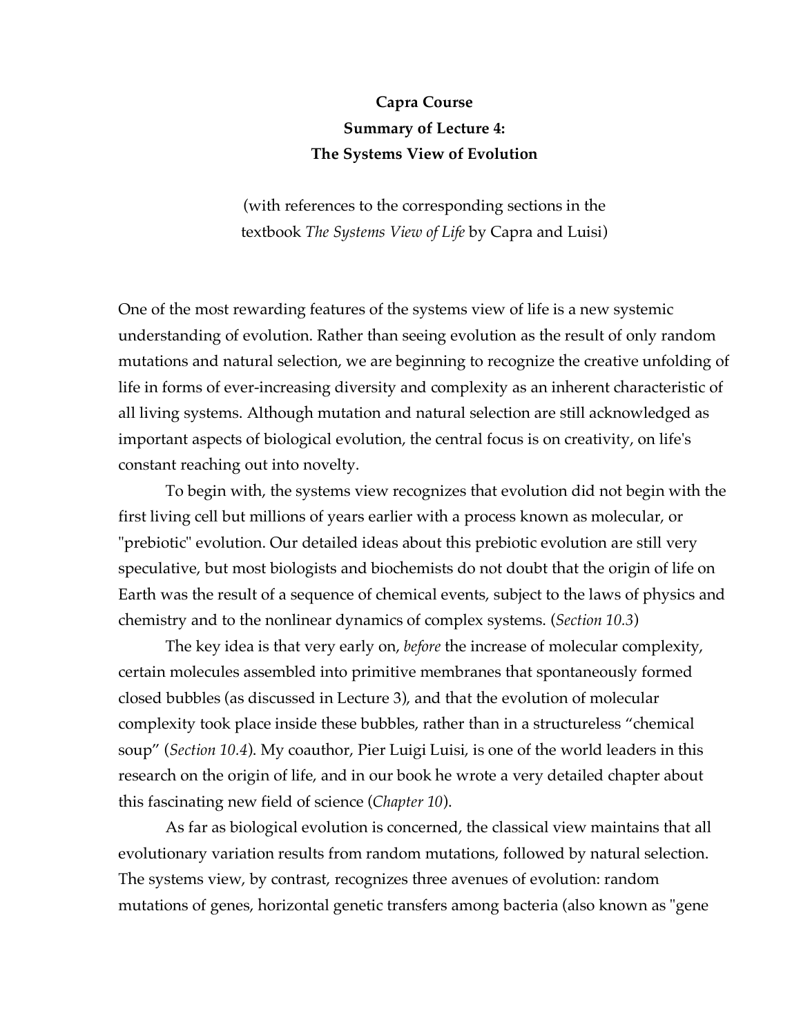**Capra Course**

**Summary of Lecture 4:**

**The Systems View of Evolution**

(with references to the corresponding sections in the textbook *The Systems View of Life* by Capra and Luisi)

One of the most rewarding features of the systems view of life is a new systemic understanding of evolution. Rather than seeing evolution as the result of only random mutations and natural selection, we are beginning to recognize the creative unfolding of life in forms of ever-increasing diversity and complexity as an inherent characteristic of all living systems. Although mutation and natural selection are still acknowledged as important aspects of biological evolution, the central focus is on creativity, on life's constant reaching out into novelty.

To begin with, the systems view recognizes that evolution did not begin with the first living cell but millions of years earlier with a process known as molecular, or "prebiotic" evolution. Our detailed ideas about this prebiotic evolution are still very speculative, but most biologists and biochemists do not doubt that the origin of life on Earth was the result of a sequence of chemical events, subject to the laws of physics and chemistry and to the nonlinear dynamics of complex systems. (*Section 10.3*)

The key idea is that very early on, *before* the increase of molecular complexity, certain molecules assembled into primitive membranes that spontaneously formed closed bubbles (as discussed in Lecture 3), and that the evolution of molecular complexity took place inside these bubbles, rather than in a structureless "chemical soup" (*Section 10.4*). My coauthor, Pier Luigi Luisi, is one of the world leaders in this research on the origin of life, and in our book he wrote a very detailed chapter about this fascinating new field of science (*Chapter 10*).

As far as biological evolution is concerned, the classical view maintains that all evolutionary variation results from random mutations, followed by natural selection. The systems view, by contrast, recognizes three avenues of evolution: random mutations of genes, horizontal genetic transfers among bacteria (also known as "gene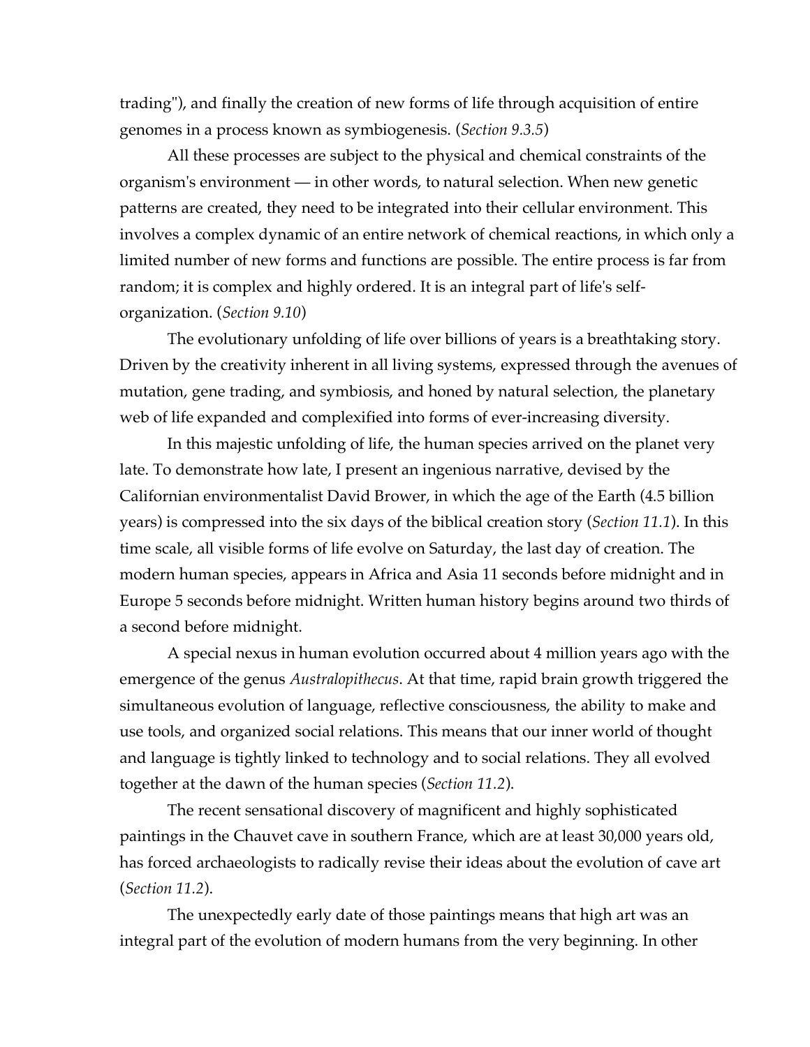trading"), and finally the creation of new forms of life through acquisition of entire genomes in a process known as symbiogenesis. (*Section 9.3.5*)

All these processes are subject to the physical and chemical constraints of the organism's environment — in other words, to natural selection. When new genetic patterns are created, they need to be integrated into their cellular environment. This involves a complex dynamic of an entire network of chemical reactions, in which only a limited number of new forms and functions are possible. The entire process is far from random; it is complex and highly ordered. It is an integral part of life's self-organization. (*Section 9.10*)

The evolutionary unfolding of life over billions of years is a breathtaking story. Driven by the creativity inherent in all living systems, expressed through the avenues of mutation, gene trading, and symbiosis, and honed by natural selection, the planetary web of life expanded and complexified into forms of ever-increasing diversity.

In this majestic unfolding of life, the human species arrived on the planet very late. To demonstrate how late, I present an ingenious narrative, devised by the Californian environmentalist David Brower, in which the age of the Earth (4.5 billion years) is compressed into the six days of the biblical creation story (*Section 11.1*). In this time scale, all visible forms of life evolve on Saturday, the last day of creation. The modern human species, appears in Africa and Asia 11 seconds before midnight and in Europe 5 seconds before midnight. Written human history begins around two thirds of a second before midnight.

A special nexus in human evolution occurred about 4 million years ago with the emergence of the genus *Australopithecus*. At that time, rapid brain growth triggered the simultaneous evolution of language, reflective consciousness, the ability to make and use tools, and organized social relations. This means that our inner world of thought and language is tightly linked to technology and to social relations. They all evolved together at the dawn of the human species (*Section 11.2*).

The recent sensational discovery of magnificent and highly sophisticated paintings in the Chauvet cave in southern France, which are at least 30,000 years old, has forced archaeologists to radically revise their ideas about the evolution of cave art (*Section 11.2*).

The unexpectedly early date of those paintings means that high art was an integral part of the evolution of modern humans from the very beginning. In other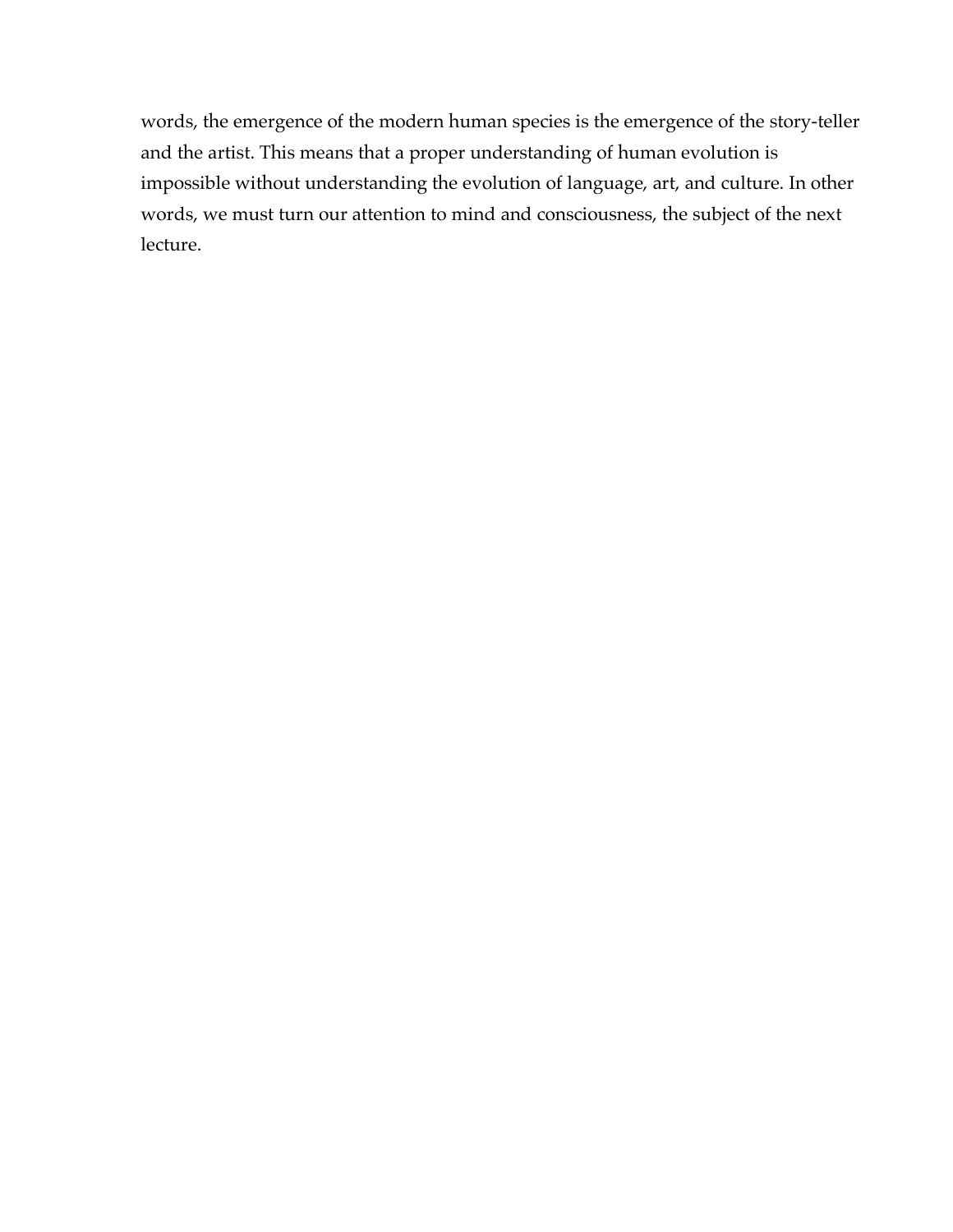words, the emergence of the modern human species is the emergence of the story-teller and the artist. This means that a proper understanding of human evolution is impossible without understanding the evolution of language, art, and culture. In other words, we must turn our attention to mind and consciousness, the subject of the next lecture.